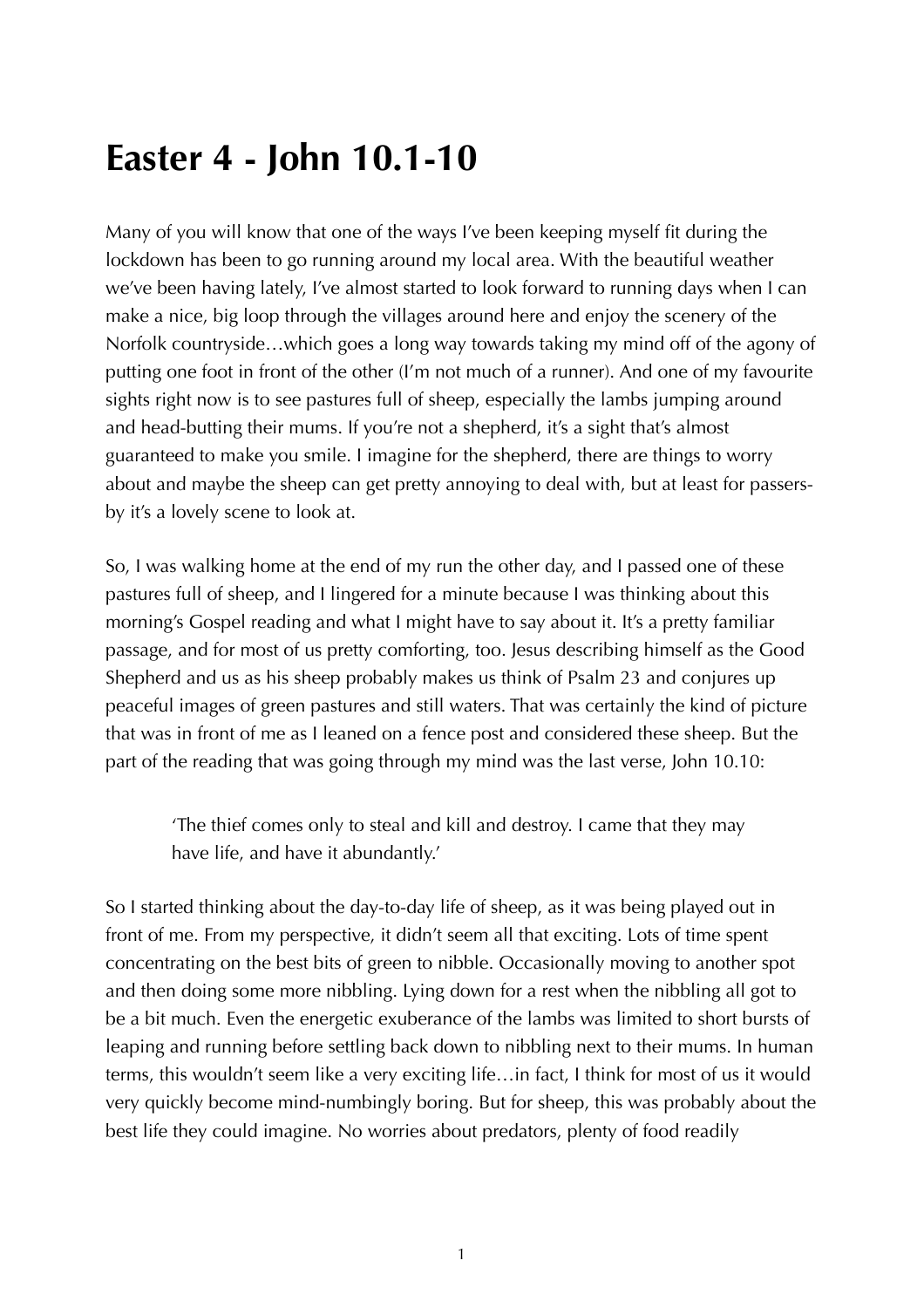# Easter 4 - John 10.1-10

Many of you will know that one of the ways I've been keeping myself fit during the lockdown has been to go running around my local area. With the beautiful weather we've been having lately, I've almost started to look forward to running days when I can make a nice, big loop through the villages around here and enjoy the scenery of the Norfolk countryside…which goes a long way towards taking my mind off of the agony of putting one foot in front of the other (I'm not much of a runner). And one of my favourite sights right now is to see pastures full of sheep, especially the lambs jumping around and head-butting their mums. If you're not a shepherd, it's a sight that's almost guaranteed to make you smile. I imagine for the shepherd, there are things to worry about and maybe the sheep can get pretty annoying to deal with, but at least for passers-by it's a lovely scene to look at.

So, I was walking home at the end of my run the other day, and I passed one of these pastures full of sheep, and I lingered for a minute because I was thinking about this morning's Gospel reading and what I might have to say about it. It's a pretty familiar passage, and for most of us pretty comforting, too. Jesus describing himself as the Good Shepherd and us as his sheep probably makes us think of Psalm 23 and conjures up peaceful images of green pastures and still waters. That was certainly the kind of picture that was in front of me as I leaned on a fence post and considered these sheep. But the part of the reading that was going through my mind was the last verse, John 10.10:

> 'The thief comes only to steal and kill and destroy. I came that they may have life, and have it abundantly.'

So I started thinking about the day-to-day life of sheep, as it was being played out in front of me. From my perspective, it didn't seem all that exciting. Lots of time spent concentrating on the best bits of green to nibble. Occasionally moving to another spot and then doing some more nibbling. Lying down for a rest when the nibbling all got to be a bit much. Even the energetic exuberance of the lambs was limited to short bursts of leaping and running before settling back down to nibbling next to their mums. In human terms, this wouldn't seem like a very exciting life…in fact, I think for most of us it would very quickly become mind-numbingly boring. But for sheep, this was probably about the best life they could imagine. No worries about predators, plenty of food readily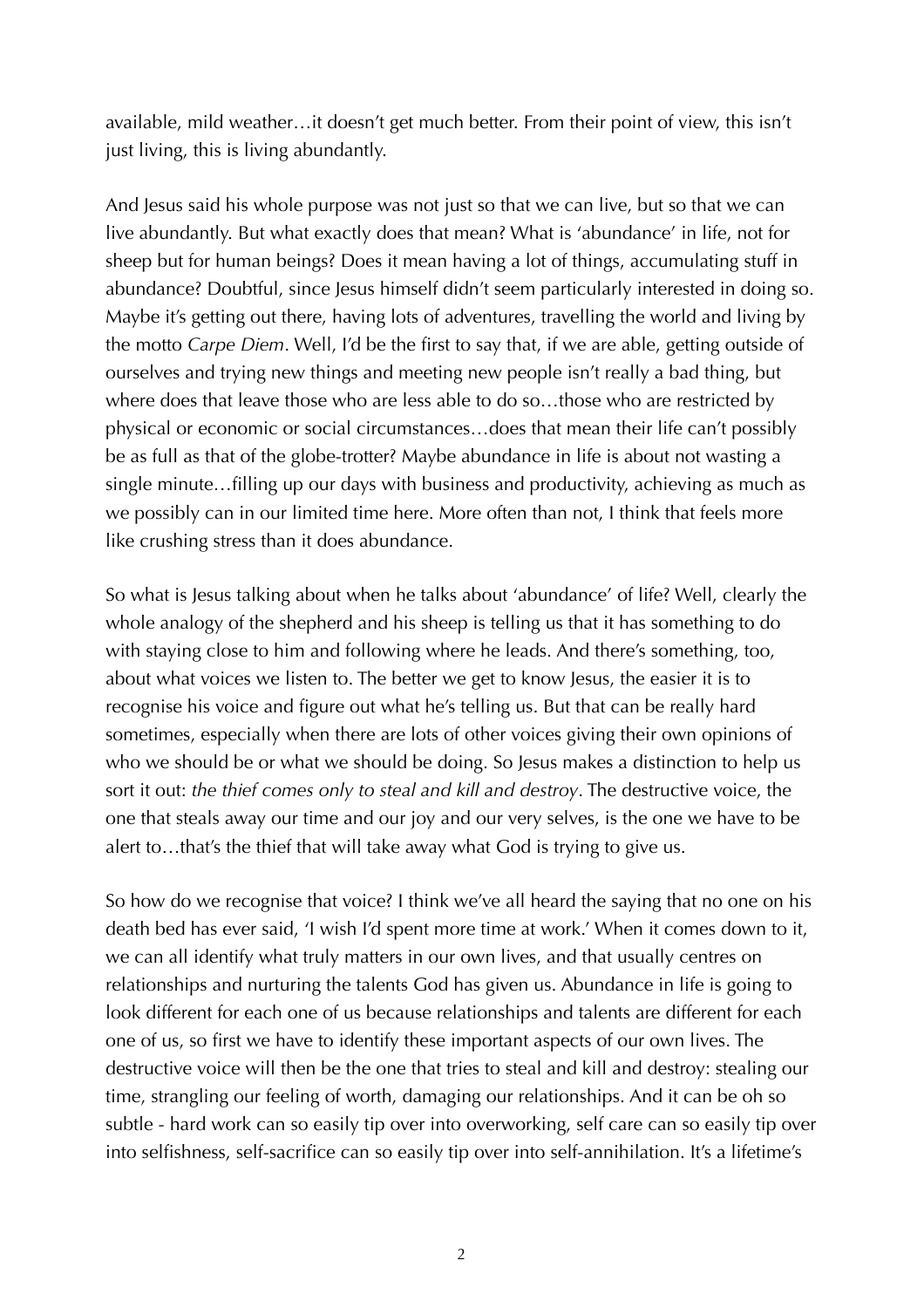available, mild weather…it doesn't get much better. From their point of view, this isn't just living, this is living abundantly.

And Jesus said his whole purpose was not just so that we can live, but so that we can live abundantly. But what exactly does that mean? What is 'abundance' in life, not for sheep but for human beings? Does it mean having a lot of things, accumulating stuff in abundance? Doubtful, since Jesus himself didn't seem particularly interested in doing so. Maybe it's getting out there, having lots of adventures, travelling the world and living by the motto *Carpe Diem*. Well, I'd be the first to say that, if we are able, getting outside of ourselves and trying new things and meeting new people isn't really a bad thing, but where does that leave those who are less able to do so…those who are restricted by physical or economic or social circumstances…does that mean their life can't possibly be as full as that of the globe-trotter? Maybe abundance in life is about not wasting a single minute…filling up our days with business and productivity, achieving as much as we possibly can in our limited time here. More often than not, I think that feels more like crushing stress than it does abundance.

So what is Jesus talking about when he talks about 'abundance' of life? Well, clearly the whole analogy of the shepherd and his sheep is telling us that it has something to do with staying close to him and following where he leads. And there's something, too, about what voices we listen to. The better we get to know Jesus, the easier it is to recognise his voice and figure out what he's telling us. But that can be really hard sometimes, especially when there are lots of other voices giving their own opinions of who we should be or what we should be doing. So Jesus makes a distinction to help us sort it out: *the thief comes only to steal and kill and destroy*. The destructive voice, the one that steals away our time and our joy and our very selves, is the one we have to be alert to…that's the thief that will take away what God is trying to give us.

So how do we recognise that voice? I think we've all heard the saying that no one on his death bed has ever said, 'I wish I'd spent more time at work.' When it comes down to it, we can all identify what truly matters in our own lives, and that usually centres on relationships and nurturing the talents God has given us. Abundance in life is going to look different for each one of us because relationships and talents are different for each one of us, so first we have to identify these important aspects of our own lives. The destructive voice will then be the one that tries to steal and kill and destroy: stealing our time, strangling our feeling of worth, damaging our relationships. And it can be oh so subtle - hard work can so easily tip over into overworking, self care can so easily tip over into selfishness, self-sacrifice can so easily tip over into self-annihilation. It's a lifetime's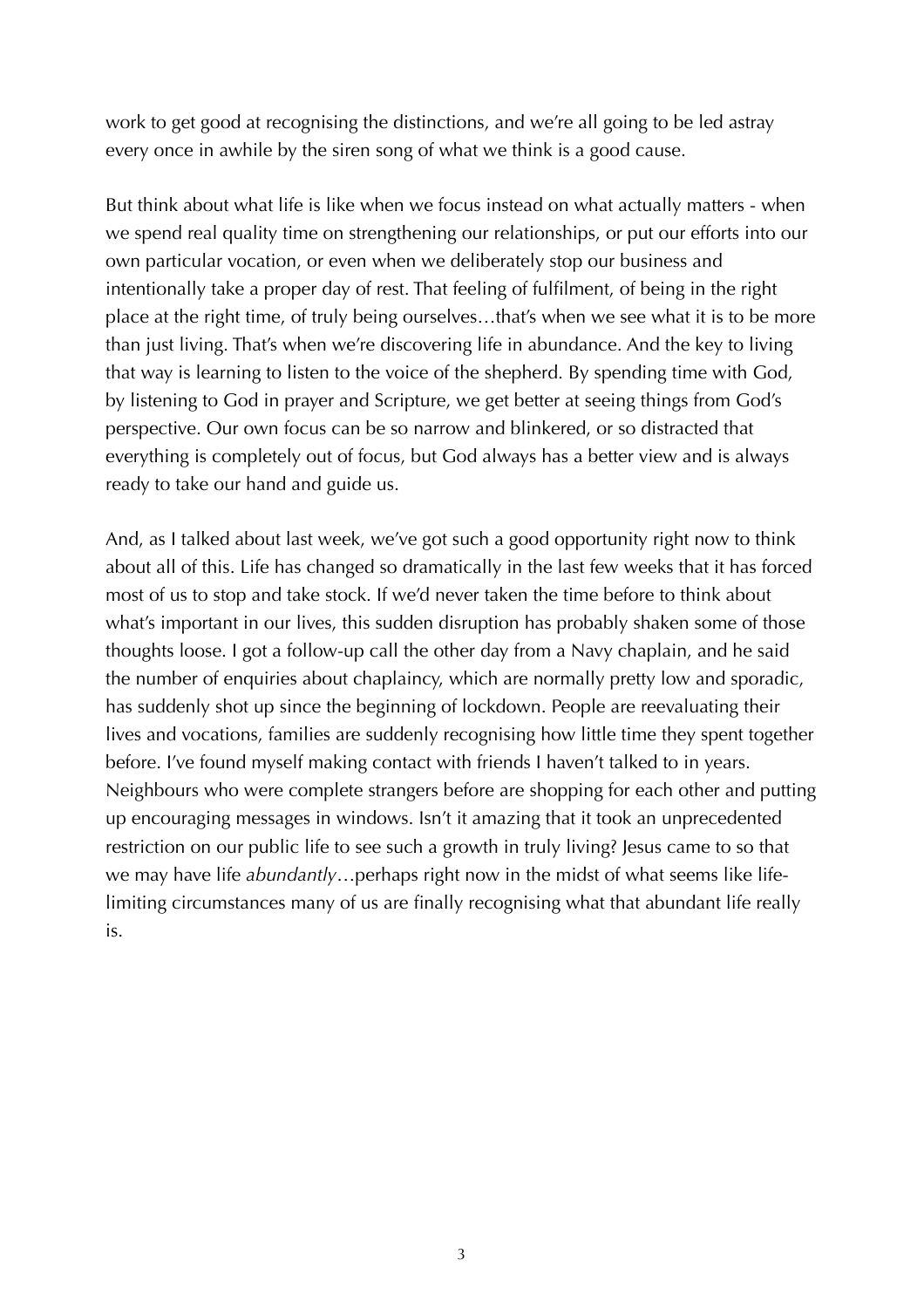work to get good at recognising the distinctions, and we're all going to be led astray every once in awhile by the siren song of what we think is a good cause.

But think about what life is like when we focus instead on what actually matters - when we spend real quality time on strengthening our relationships, or put our efforts into our own particular vocation, or even when we deliberately stop our business and intentionally take a proper day of rest. That feeling of fulfilment, of being in the right place at the right time, of truly being ourselves…that's when we see what it is to be more than just living. That's when we're discovering life in abundance. And the key to living that way is learning to listen to the voice of the shepherd. By spending time with God, by listening to God in prayer and Scripture, we get better at seeing things from God's perspective. Our own focus can be so narrow and blinkered, or so distracted that everything is completely out of focus, but God always has a better view and is always ready to take our hand and guide us.

And, as I talked about last week, we've got such a good opportunity right now to think about all of this. Life has changed so dramatically in the last few weeks that it has forced most of us to stop and take stock. If we'd never taken the time before to think about what's important in our lives, this sudden disruption has probably shaken some of those thoughts loose. I got a follow-up call the other day from a Navy chaplain, and he said the number of enquiries about chaplaincy, which are normally pretty low and sporadic, has suddenly shot up since the beginning of lockdown. People are reevaluating their lives and vocations, families are suddenly recognising how little time they spent together before. I've found myself making contact with friends I haven't talked to in years. Neighbours who were complete strangers before are shopping for each other and putting up encouraging messages in windows. Isn't it amazing that it took an unprecedented restriction on our public life to see such a growth in truly living? Jesus came to so that we may have life *abundantly*…perhaps right now in the midst of what seems like life-limiting circumstances many of us are finally recognising what that abundant life really is.